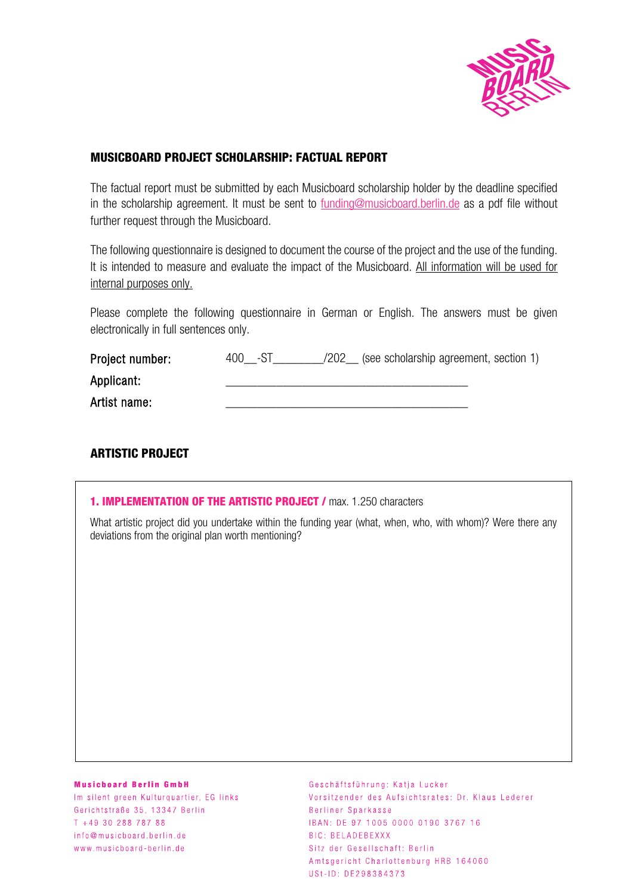## MUSICBOARD PROJECT SCHOLARSHIP: FACTUAL REPORT

The factual report must be submitted by each Musicboard scholarship holder by the deadline specified in the scholarship agreement. It must be sent to funding@musicboard.berlin.de as a pdf file without further request through the Musicboard.

The following questionnaire is designed to document the course of the project and the use of the funding. It is intended to measure and evaluate the impact of the Musicboard. All information will be used for internal purposes only.

Please complete the following questionnaire in German or English. The answers must be given electronically in full sentences only.

Project number: 400__-ST________/202__ (see scholarship agreement, section 1)

Applicant: ________________________________________

Artist name: ________________________________________

## ARTISTIC PROJECT

**1. IMPLEMENTATION OF THE ARTISTIC PROJECT /** max. 1.250 characters

What artistic project did you undertake within the funding year (what, when, who, with whom)? Were there any deviations from the original plan worth mentioning?

**Musicboard Berlin GmbH**
Im silent green Kulturquartier, EG links
Gerichtstraße 35, 13347 Berlin
T +49 30 288 787 88
info@musicboard.berlin.de
www.musicboard-berlin.de

Geschäftsführung: Katja Lucker
Vorsitzender des Aufsichtsrates: Dr. Klaus Lederer
Berliner Sparkasse
IBAN: DE 97 1005 0000 0190 3767 16
BIC: BELADEBEXXX
Sitz der Gesellschaft: Berlin
Amtsgericht Charlottenburg HRB 164060
USt-ID: DE298384373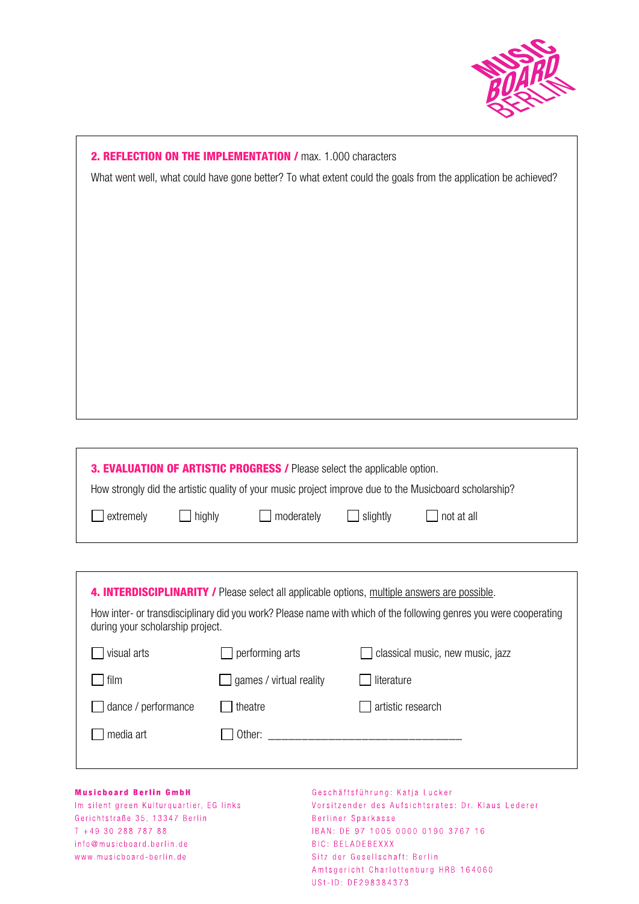## 2. REFLECTION ON THE IMPLEMENTATION / max. 1.000 characters

What went well, what could have gone better? To what extent could the goals from the application be achieved?

## 3. EVALUATION OF ARTISTIC PROGRESS / Please select the applicable option.

How strongly did the artistic quality of your music project improve due to the Musicboard scholarship?

☐ extremely ☐ highly ☐ moderately ☐ slightly ☐ not at all

## 4. INTERDISCIPLINARITY / Please select all applicable options, multiple answers are possible.

How inter- or transdisciplinary did you work? Please name with which of the following genres you were cooperating during your scholarship project.

☐ visual arts
☐ performing arts
☐ classical music, new music, jazz
☐ film
☐ games / virtual reality
☐ literature
☐ dance / performance
☐ theatre
☐ artistic research
☐ media art
☐ Other: ________________________________

**Musicboard Berlin GmbH**
Im silent green Kulturquartier, EG links
Gerichtstraße 35, 13347 Berlin
T +49 30 288 787 88
info@musicboard.berlin.de
www.musicboard-berlin.de

Geschäftsführung: Katja Lucker
Vorsitzender des Aufsichtsrates: Dr. Klaus Lederer
Berliner Sparkasse
IBAN: DE 97 1005 0000 0190 3767 16
BIC: BELADEBEXXX
Sitz der Gesellschaft: Berlin
Amtsgericht Charlottenburg HRB 164060
USt-ID: DE298384373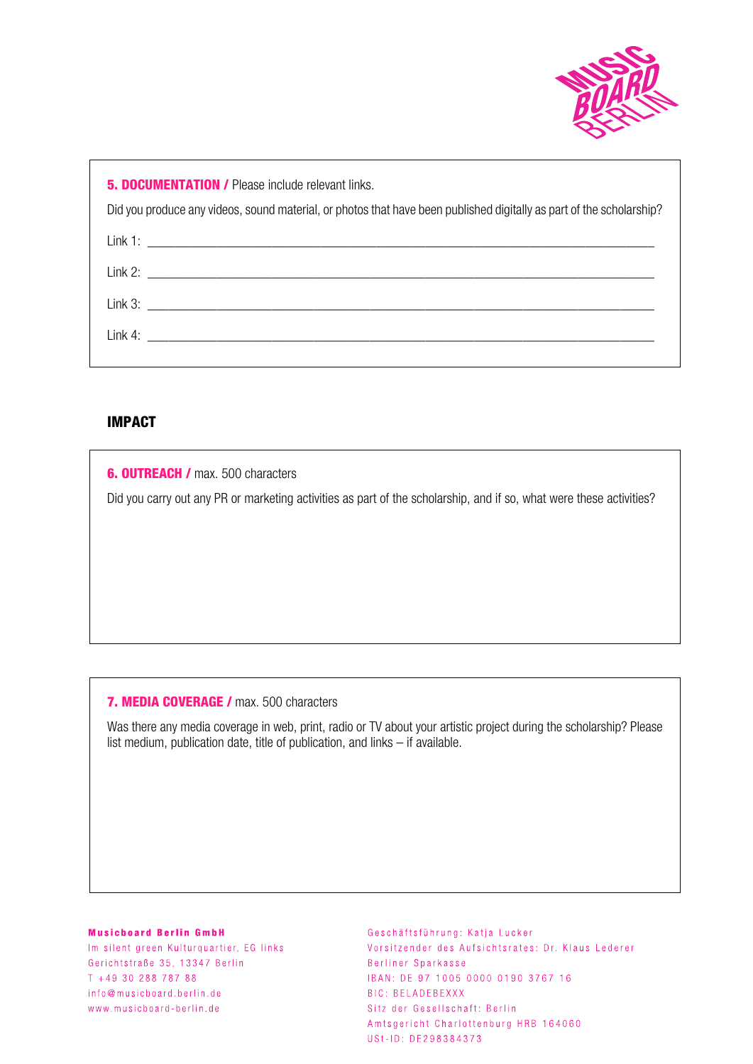**5. DOCUMENTATION /** Please include relevant links.

Did you produce any videos, sound material, or photos that have been published digitally as part of the scholarship?

Link 1: ______________________________________________

Link 2: ______________________________________________

Link 3: ______________________________________________

Link 4: ______________________________________________

## IMPACT

**6. OUTREACH /** max. 500 characters

Did you carry out any PR or marketing activities as part of the scholarship, and if so, what were these activities?

**7. MEDIA COVERAGE /** max. 500 characters

Was there any media coverage in web, print, radio or TV about your artistic project during the scholarship? Please list medium, publication date, title of publication, and links – if available.

**Musicboard Berlin GmbH**
Im silent green Kulturquartier, EG links
Gerichtstraße 35, 13347 Berlin
T +49 30 288 787 88
info@musicboard.berlin.de
www.musicboard-berlin.de

Geschäftsführung: Katja Lucker
Vorsitzender des Aufsichtsrates: Dr. Klaus Lederer
Berliner Sparkasse
IBAN: DE 97 1005 0000 0190 3767 16
BIC: BELADEBEXXX
Sitz der Gesellschaft: Berlin
Amtsgericht Charlottenburg HRB 164060
USt-ID: DE298384373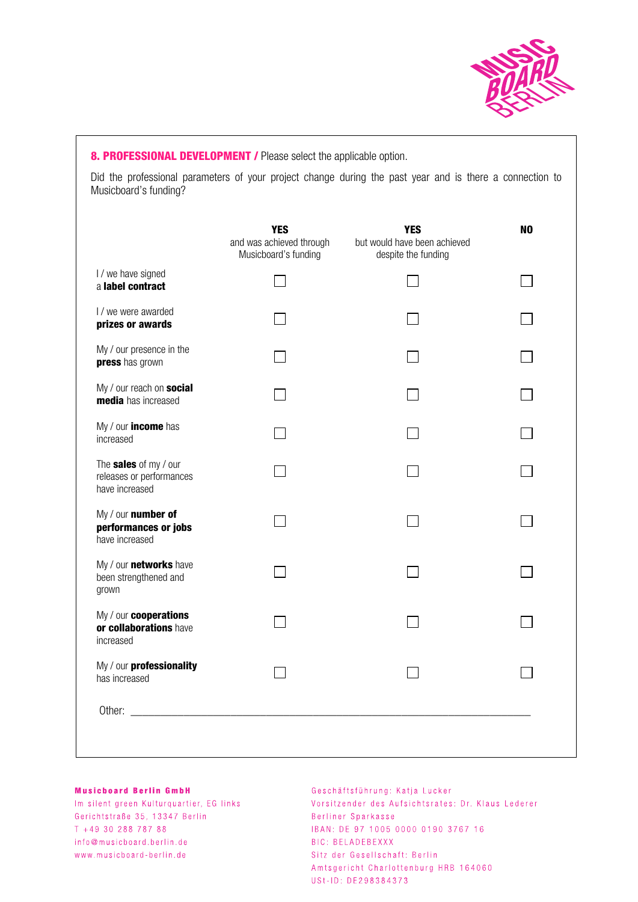**8. PROFESSIONAL DEVELOPMENT /** Please select the applicable option.

Did the professional parameters of your project change during the past year and is there a connection to Musicboard's funding?

| | **YES** and was achieved through Musicboard's funding | **YES** but would have been achieved despite the funding | **NO** |
|---|---|---|---|
| I / we have signed a **label contract** | ☐ | ☐ | ☐ |
| I / we were awarded **prizes or awards** | ☐ | ☐ | ☐ |
| My / our presence in the **press** has grown | ☐ | ☐ | ☐ |
| My / our reach on **social media** has increased | ☐ | ☐ | ☐ |
| My / our **income** has increased | ☐ | ☐ | ☐ |
| The **sales** of my / our releases or performances have increased | ☐ | ☐ | ☐ |
| My / our **number of performances or jobs** have increased | ☐ | ☐ | ☐ |
| My / our **networks** have been strengthened and grown | ☐ | ☐ | ☐ |
| My / our **cooperations or collaborations** have increased | ☐ | ☐ | ☐ |
| My / our **professionality** has increased | ☐ | ☐ | ☐ |

Other: ____________________________________________________________

**Musicboard Berlin GmbH**
Im silent green Kulturquartier, EG links
Gerichtstraße 35, 13347 Berlin
T +49 30 288 787 88
info@musicboard.berlin.de
www.musicboard-berlin.de

Geschäftsführung: Katja Lucker
Vorsitzender des Aufsichtsrates: Dr. Klaus Lederer
Berliner Sparkasse
IBAN: DE 97 1005 0000 0190 3767 16
BIC: BELADEBEXXX
Sitz der Gesellschaft: Berlin
Amtsgericht Charlottenburg HRB 164060
USt-ID: DE298384373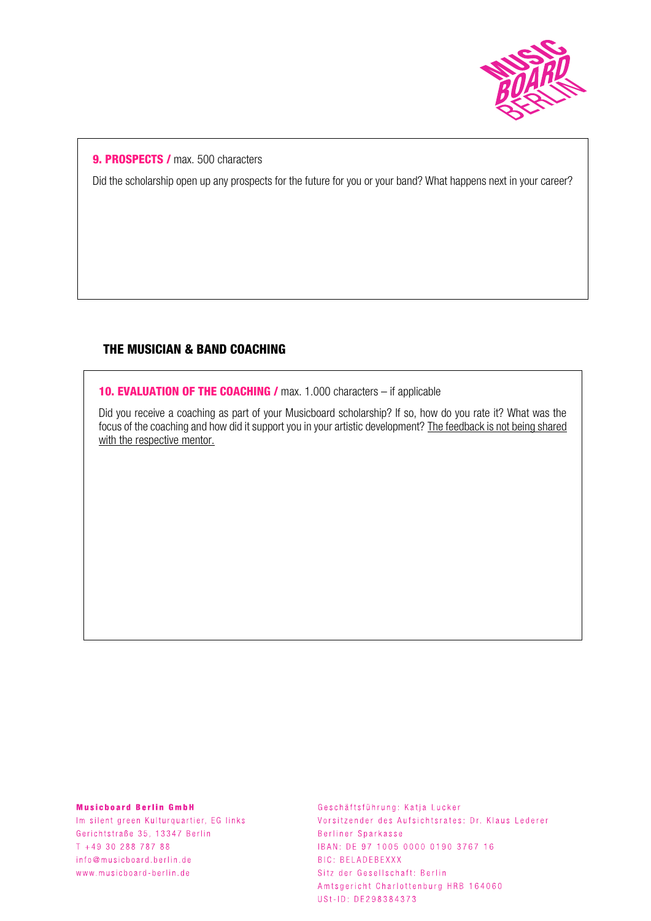**9. PROSPECTS /** max. 500 characters

Did the scholarship open up any prospects for the future for you or your band? What happens next in your career?

## THE MUSICIAN & BAND COACHING

**10. EVALUATION OF THE COACHING /** max. 1.000 characters – if applicable

Did you receive a coaching as part of your Musicboard scholarship? If so, how do you rate it? What was the focus of the coaching and how did it support you in your artistic development? The feedback is not being shared with the respective mentor.

**Musicboard Berlin GmbH**
Im silent green Kulturquartier, EG links
Gerichtstraße 35, 13347 Berlin
T +49 30 288 787 88
info@musicboard.berlin.de
www.musicboard-berlin.de

Geschäftsführung: Katja Lucker
Vorsitzender des Aufsichtsrates: Dr. Klaus Lederer
Berliner Sparkasse
IBAN: DE 97 1005 0000 0190 3767 16
BIC: BELADEBEXXX
Sitz der Gesellschaft: Berlin
Amtsgericht Charlottenburg HRB 164060
USt-ID: DE298384373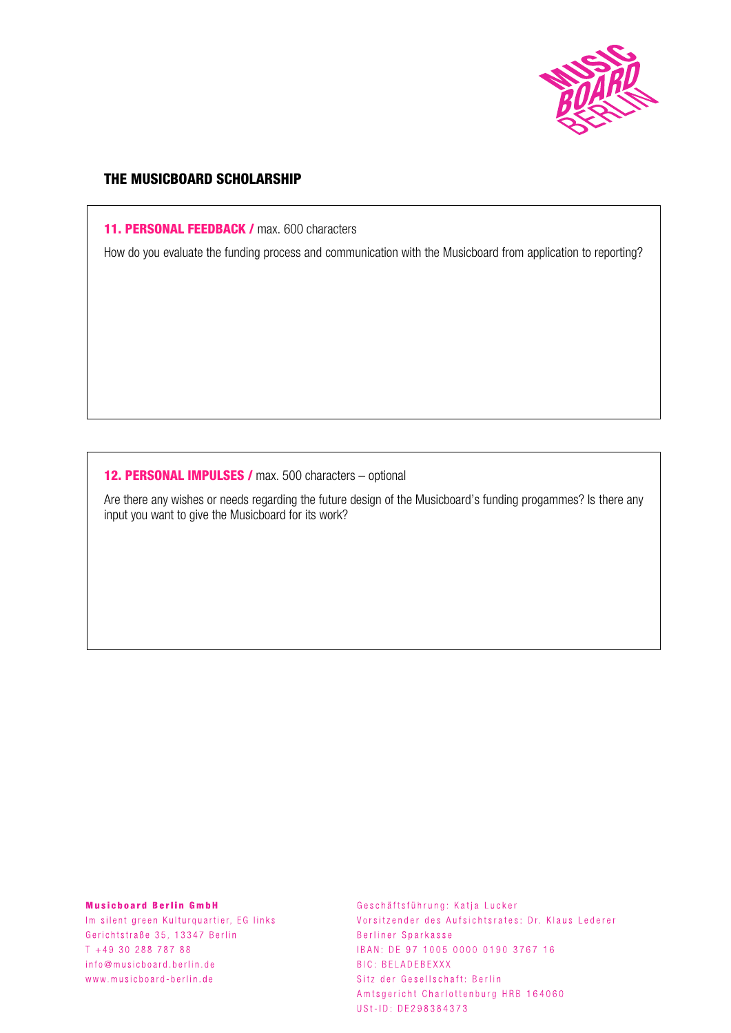## THE MUSICBOARD SCHOLARSHIP

**11. PERSONAL FEEDBACK /** max. 600 characters

How do you evaluate the funding process and communication with the Musicboard from application to reporting?

**12. PERSONAL IMPULSES /** max. 500 characters – optional

Are there any wishes or needs regarding the future design of the Musicboard's funding progammes? Is there any input you want to give the Musicboard for its work?

**Musicboard Berlin GmbH**
Im silent green Kulturquartier, EG links
Gerichtstraße 35, 13347 Berlin
T +49 30 288 787 88
info@musicboard.berlin.de
www.musicboard-berlin.de

Geschäftsführung: Katja Lucker
Vorsitzender des Aufsichtsrates: Dr. Klaus Lederer
Berliner Sparkasse
IBAN: DE 97 1005 0000 0190 3767 16
BIC: BELADEBEXXX
Sitz der Gesellschaft: Berlin
Amtsgericht Charlottenburg HRB 164060
USt-ID: DE298384373